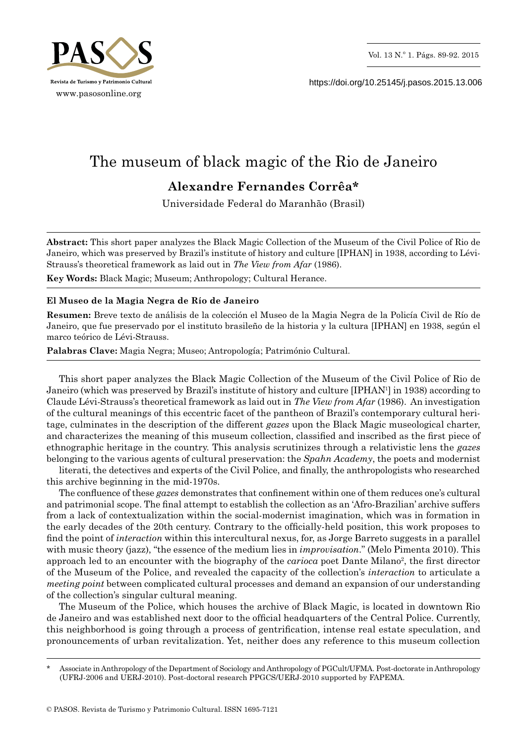# The museum of black magic of the Rio de Janeiro

**Alexandre Fernandes Corrêa***

Universidade Federal do Maranhão (Brasil)

**Abstract:** This short paper analyzes the Black Magic Collection of the Museum of the Civil Police of Rio de Janeiro, which was preserved by Brazil's institute of history and culture [IPHAN] in 1938, according to Lévi-Strauss's theoretical framework as laid out in *The View from Afar* (1986).

**Key Words:** Black Magic; Museum; Anthropology; Cultural Herance.

**El Museo de la Magia Negra de Río de Janeiro**

**Resumen:** Breve texto de análisis de la colección el Museo de la Magia Negra de la Policía Civil de Río de Janeiro, que fue preservado por el instituto brasileño de la historia y la cultura [IPHAN] en 1938, según el marco teórico de Lévi-Strauss.

**Palabras Clave:** Magia Negra; Museo; Antropología; Património Cultural.

This short paper analyzes the Black Magic Collection of the Museum of the Civil Police of Rio de Janeiro (which was preserved by Brazil's institute of history and culture [IPHAN[1]] in 1938) according to Claude Lévi-Strauss's theoretical framework as laid out in *The View from Afar* (1986). An investigation of the cultural meanings of this eccentric facet of the pantheon of Brazil's contemporary cultural heritage, culminates in the description of the different *gazes* upon the Black Magic museological charter, and characterizes the meaning of this museum collection, classified and inscribed as the first piece of ethnographic heritage in the country. This analysis scrutinizes through a relativistic lens the *gazes* belonging to the various agents of cultural preservation: the *Spahn Academy*, the poets and modernist literati, the detectives and experts of the Civil Police, and finally, the anthropologists who researched this archive beginning in the mid-1970s.

The confluence of these *gazes* demonstrates that confinement within one of them reduces one's cultural and patrimonial scope. The final attempt to establish the collection as an 'Afro-Brazilian' archive suffers from a lack of contextualization within the social-modernist imagination, which was in formation in the early decades of the 20th century. Contrary to the officially-held position, this work proposes to find the point of *interaction* within this intercultural nexus, for, as Jorge Barreto suggests in a parallel with music theory (jazz), "the essence of the medium lies in *improvisation*." (Melo Pimenta 2010). This approach led to an encounter with the biography of the *carioca* poet Dante Milano[2], the first director of the Museum of the Police, and revealed the capacity of the collection's *interaction* to articulate a *meeting point* between complicated cultural processes and demand an expansion of our understanding of the collection's singular cultural meaning.

The Museum of the Police, which houses the archive of Black Magic, is located in downtown Rio de Janeiro and was established next door to the official headquarters of the Central Police. Currently, this neighborhood is going through a process of gentrification, intense real estate speculation, and pronouncements of urban revitalization. Yet, neither does any reference to this museum collection

\* Associate in Anthropology of the Department of Sociology and Anthropology of PGCult/UFMA. Post-doctorate in Anthropology (UFRJ-2006 and UERJ-2010). Post-doctoral research PPGCS/UERJ-2010 supported by FAPEMA.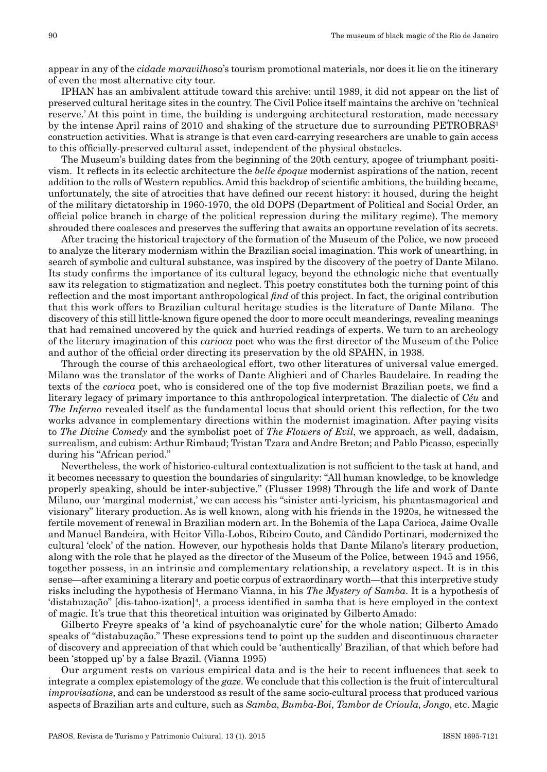appear in any of the *cidade maravilhosa*'s tourism promotional materials, nor does it lie on the itinerary of even the most alternative city tour.

IPHAN has an ambivalent attitude toward this archive: until 1989, it did not appear on the list of preserved cultural heritage sites in the country. The Civil Police itself maintains the archive on 'technical reserve.' At this point in time, the building is undergoing architectural restoration, made necessary by the intense April rains of 2010 and shaking of the structure due to surrounding PETROBRAS[3] construction activities. What is strange is that even card-carrying researchers are unable to gain access to this officially-preserved cultural asset, independent of the physical obstacles.

The Museum's building dates from the beginning of the 20th century, apogee of triumphant positivism. It reflects in its eclectic architecture the *belle époque* modernist aspirations of the nation, recent addition to the rolls of Western republics. Amid this backdrop of scientific ambitions, the building became, unfortunately, the site of atrocities that have defined our recent history: it housed, during the height of the military dictatorship in 1960-1970, the old DOPS (Department of Political and Social Order, an official police branch in charge of the political repression during the military regime). The memory shrouded there coalesces and preserves the suffering that awaits an opportune revelation of its secrets.

After tracing the historical trajectory of the formation of the Museum of the Police, we now proceed to analyze the literary modernism within the Brazilian social imagination. This work of unearthing, in search of symbolic and cultural substance, was inspired by the discovery of the poetry of Dante Milano. Its study confirms the importance of its cultural legacy, beyond the ethnologic niche that eventually saw its relegation to stigmatization and neglect. This poetry constitutes both the turning point of this reflection and the most important anthropological *find* of this project. In fact, the original contribution that this work offers to Brazilian cultural heritage studies is the literature of Dante Milano. The discovery of this still little-known figure opened the door to more occult meanderings, revealing meanings that had remained uncovered by the quick and hurried readings of experts. We turn to an archeology of the literary imagination of this *carioca* poet who was the first director of the Museum of the Police and author of the official order directing its preservation by the old SPAHN, in 1938.

Through the course of this archaeological effort, two other literatures of universal value emerged. Milano was the translator of the works of Dante Alighieri and of Charles Baudelaire. In reading the texts of the *carioca* poet, who is considered one of the top five modernist Brazilian poets, we find a literary legacy of primary importance to this anthropological interpretation. The dialectic of *Céu* and *The Inferno* revealed itself as the fundamental locus that should orient this reflection, for the two works advance in complementary directions within the modernist imagination. After paying visits to *The Divine Comedy* and the symbolist poet of *The Flowers of Evil*, we approach, as well, dadaism, surrealism, and cubism: Arthur Rimbaud; Tristan Tzara and Andre Breton; and Pablo Picasso, especially during his "African period."

Nevertheless, the work of historico-cultural contextualization is not sufficient to the task at hand, and it becomes necessary to question the boundaries of singularity: "All human knowledge, to be knowledge properly speaking, should be inter-subjective." (Flusser 1998) Through the life and work of Dante Milano, our 'marginal modernist,' we can access his "sinister anti-lyricism, his phantasmagorical and visionary" literary production. As is well known, along with his friends in the 1920s, he witnessed the fertile movement of renewal in Brazilian modern art. In the Bohemia of the Lapa Carioca, Jaime Ovalle and Manuel Bandeira, with Heitor Villa-Lobos, Ribeiro Couto, and Cândido Portinari, modernized the cultural 'clock' of the nation. However, our hypothesis holds that Dante Milano's literary production, along with the role that he played as the director of the Museum of the Police, between 1945 and 1956, together possess, in an intrinsic and complementary relationship, a revelatory aspect. It is in this sense—after examining a literary and poetic corpus of extraordinary worth—that this interpretive study risks including the hypothesis of Hermano Vianna, in his *The Mystery of Samba*. It is a hypothesis of 'distabuzação" [dis-taboo-ization][4], a process identified in samba that is here employed in the context of magic. It's true that this theoretical intuition was originated by Gilberto Amado:

Gilberto Freyre speaks of 'a kind of psychoanalytic cure' for the whole nation; Gilberto Amado speaks of "distabuzação." These expressions tend to point up the sudden and discontinuous character of discovery and appreciation of that which could be 'authentically' Brazilian, of that which before had been 'stopped up' by a false Brazil. (Vianna 1995)

Our argument rests on various empirical data and is the heir to recent influences that seek to integrate a complex epistemology of the *gaze*. We conclude that this collection is the fruit of intercultural *improvisations*, and can be understood as result of the same socio-cultural process that produced various aspects of Brazilian arts and culture, such as *Samba*, *Bumba-Boi*, *Tambor de Crioula*, *Jongo*, etc. Magic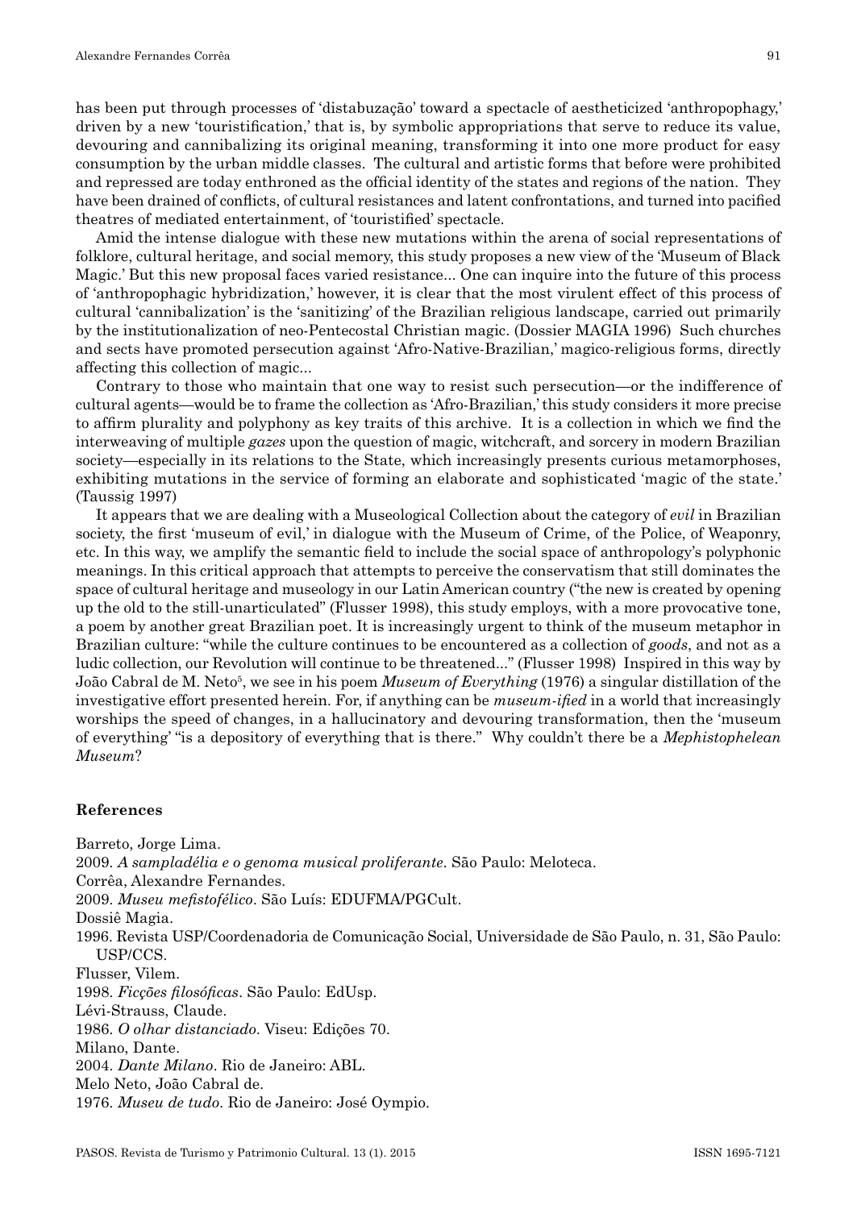has been put through processes of 'distabuzação' toward a spectacle of aestheticized 'anthropophagy,' driven by a new 'touristification,' that is, by symbolic appropriations that serve to reduce its value, devouring and cannibalizing its original meaning, transforming it into one more product for easy consumption by the urban middle classes. The cultural and artistic forms that before were prohibited and repressed are today enthroned as the official identity of the states and regions of the nation. They have been drained of conflicts, of cultural resistances and latent confrontations, and turned into pacified theatres of mediated entertainment, of 'touristified' spectacle.

Amid the intense dialogue with these new mutations within the arena of social representations of folklore, cultural heritage, and social memory, this study proposes a new view of the 'Museum of Black Magic.' But this new proposal faces varied resistance... One can inquire into the future of this process of 'anthropophagic hybridization,' however, it is clear that the most virulent effect of this process of cultural 'cannibalization' is the 'sanitizing' of the Brazilian religious landscape, carried out primarily by the institutionalization of neo-Pentecostal Christian magic. (Dossier MAGIA 1996) Such churches and sects have promoted persecution against 'Afro-Native-Brazilian,' magico-religious forms, directly affecting this collection of magic...

Contrary to those who maintain that one way to resist such persecution—or the indifference of cultural agents—would be to frame the collection as 'Afro-Brazilian,' this study considers it more precise to affirm plurality and polyphony as key traits of this archive. It is a collection in which we find the interweaving of multiple *gazes* upon the question of magic, witchcraft, and sorcery in modern Brazilian society—especially in its relations to the State, which increasingly presents curious metamorphoses, exhibiting mutations in the service of forming an elaborate and sophisticated 'magic of the state.' (Taussig 1997)

It appears that we are dealing with a Museological Collection about the category of *evil* in Brazilian society, the first 'museum of evil,' in dialogue with the Museum of Crime, of the Police, of Weaponry, etc. In this way, we amplify the semantic field to include the social space of anthropology's polyphonic meanings. In this critical approach that attempts to perceive the conservatism that still dominates the space of cultural heritage and museology in our Latin American country ("the new is created by opening up the old to the still-unarticulated" (Flusser 1998), this study employs, with a more provocative tone, a poem by another great Brazilian poet. It is increasingly urgent to think of the museum metaphor in Brazilian culture: "while the culture continues to be encountered as a collection of *goods*, and not as a ludic collection, our Revolution will continue to be threatened..." (Flusser 1998) Inspired in this way by João Cabral de M. Neto[5], we see in his poem *Museum of Everything* (1976) a singular distillation of the investigative effort presented herein. For, if anything can be *museum-ified* in a world that increasingly worships the speed of changes, in a hallucinatory and devouring transformation, then the 'museum of everything' "is a depository of everything that is there." Why couldn't there be a *Mephistophelean Museum*?

## References

Barreto, Jorge Lima.
2009. *A sampladélia e o genoma musical proliferante*. São Paulo: Meloteca.
Corrêa, Alexandre Fernandes.
2009. *Museu mefistofélico*. São Luís: EDUFMA/PGCult.
Dossiê Magia.
1996. Revista USP/Coordenadoria de Comunicação Social, Universidade de São Paulo, n. 31, São Paulo: USP/CCS.
Flusser, Vilem.
1998. *Ficções filosóficas*. São Paulo: EdUsp.
Lévi-Strauss, Claude.
1986. *O olhar distanciado*. Viseu: Edições 70.
Milano, Dante.
2004. *Dante Milano*. Rio de Janeiro: ABL.
Melo Neto, João Cabral de.
1976. *Museu de tudo*. Rio de Janeiro: José Oympio.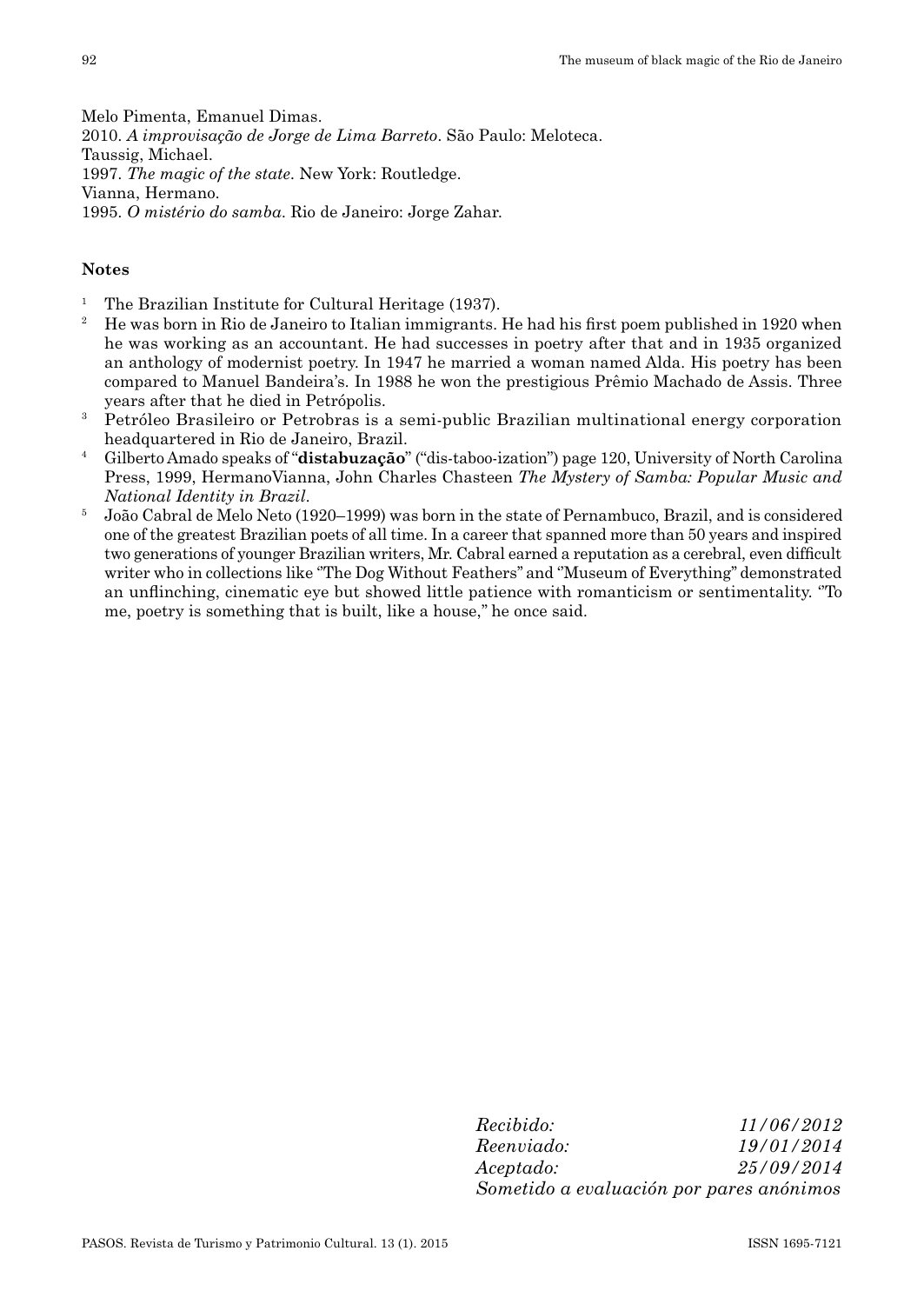Melo Pimenta, Emanuel Dimas.
2010. *A improvisação de Jorge de Lima Barreto*. São Paulo: Meloteca.
Taussig, Michael.
1997. *The magic of the state*. New York: Routledge.
Vianna, Hermano.
1995. *O mistério do samba*. Rio de Janeiro: Jorge Zahar.

## Notes

[1] The Brazilian Institute for Cultural Heritage (1937).

[2] He was born in Rio de Janeiro to Italian immigrants. He had his first poem published in 1920 when he was working as an accountant. He had successes in poetry after that and in 1935 organized an anthology of modernist poetry. In 1947 he married a woman named Alda. His poetry has been compared to Manuel Bandeira's. In 1988 he won the prestigious Prêmio Machado de Assis. Three years after that he died in Petrópolis.

[3] Petróleo Brasileiro or Petrobras is a semi-public Brazilian multinational energy corporation headquartered in Rio de Janeiro, Brazil.

[4] Gilberto Amado speaks of "**distabuzação**" ("dis-taboo-ization") page 120, University of North Carolina Press, 1999, HermanoVianna, John Charles Chasteen *The Mystery of Samba: Popular Music and National Identity in Brazil*.

[5] João Cabral de Melo Neto (1920–1999) was born in the state of Pernambuco, Brazil, and is considered one of the greatest Brazilian poets of all time. In a career that spanned more than 50 years and inspired two generations of younger Brazilian writers, Mr. Cabral earned a reputation as a cerebral, even difficult writer who in collections like "The Dog Without Feathers" and "Museum of Everything" demonstrated an unflinching, cinematic eye but showed little patience with romanticism or sentimentality. "To me, poetry is something that is built, like a house," he once said.

*Recibido: 11/06/2012*
*Reenviado: 19/01/2014*
*Aceptado: 25/09/2014*
*Sometido a evaluación por pares anónimos*